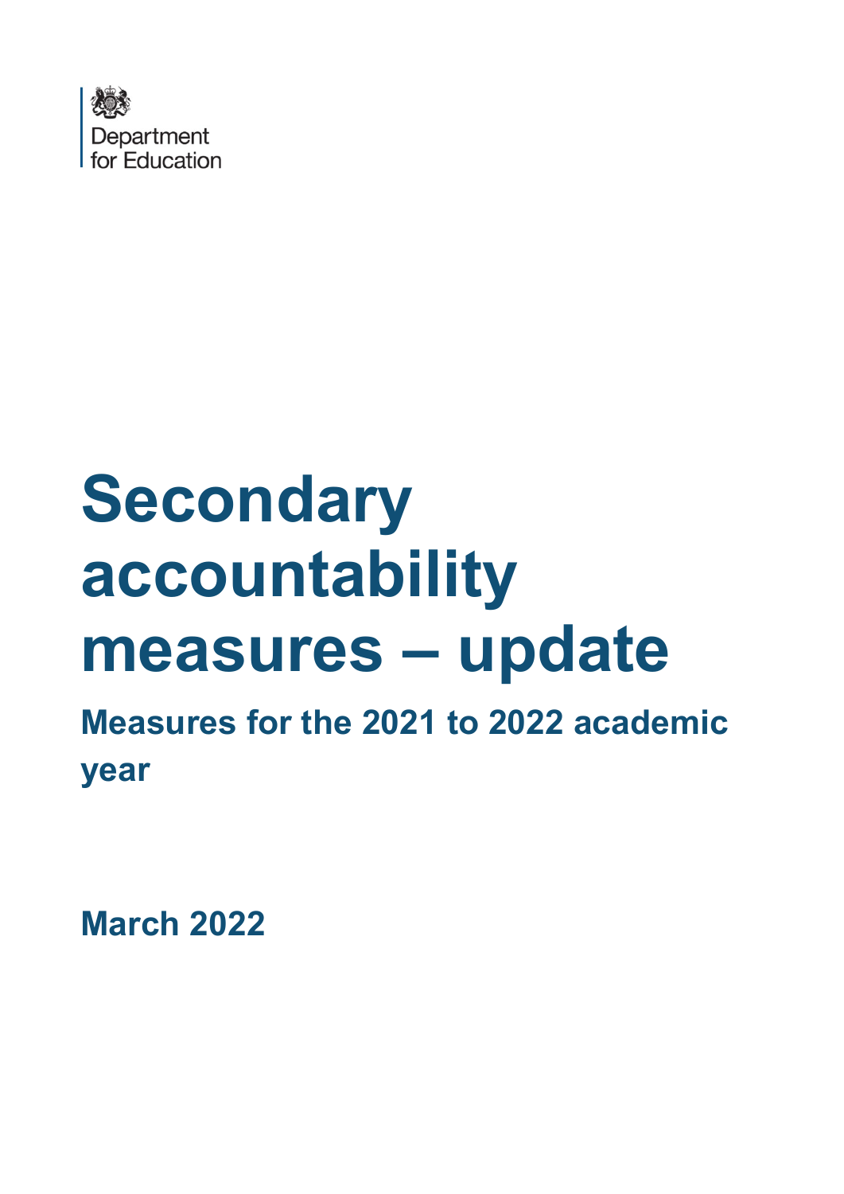Department for Education

# Secondary accountability measures – update

## Measures for the 2021 to 2022 academic year

**March 2022**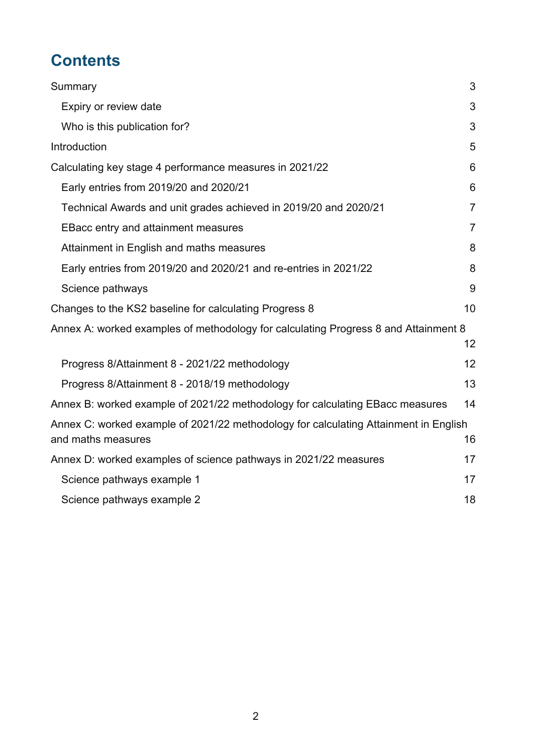# Contents

Summary 3

- Expiry or review date 3
- Who is this publication for? 3

Introduction 5

Calculating key stage 4 performance measures in 2021/22 6

- Early entries from 2019/20 and 2020/21 6
- Technical Awards and unit grades achieved in 2019/20 and 2020/21 7
- EBacc entry and attainment measures 7
- Attainment in English and maths measures 8
- Early entries from 2019/20 and 2020/21 and re-entries in 2021/22 8
- Science pathways 9

Changes to the KS2 baseline for calculating Progress 8 10

Annex A: worked examples of methodology for calculating Progress 8 and Attainment 8 12

- Progress 8/Attainment 8 - 2021/22 methodology 12
- Progress 8/Attainment 8 - 2018/19 methodology 13

Annex B: worked example of 2021/22 methodology for calculating EBacc measures 14

Annex C: worked example of 2021/22 methodology for calculating Attainment in English and maths measures 16

Annex D: worked examples of science pathways in 2021/22 measures 17

- Science pathways example 1 17
- Science pathways example 2 18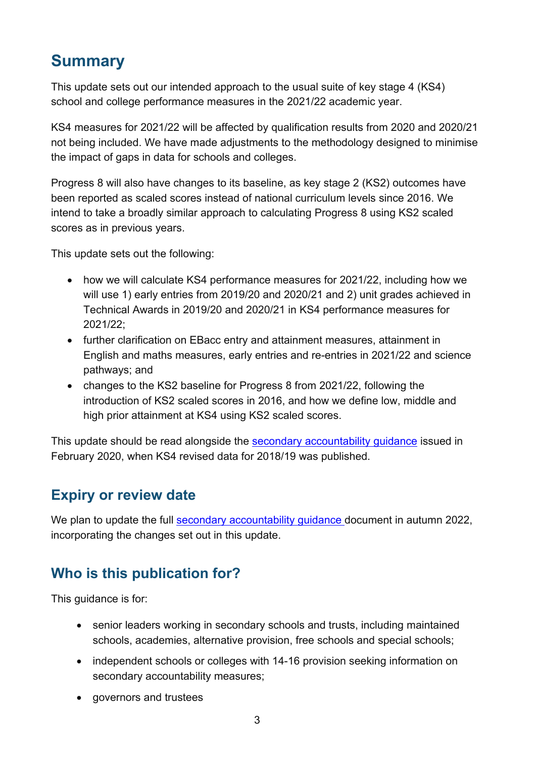## Summary

This update sets out our intended approach to the usual suite of key stage 4 (KS4) school and college performance measures in the 2021/22 academic year.

KS4 measures for 2021/22 will be affected by qualification results from 2020 and 2020/21 not being included. We have made adjustments to the methodology designed to minimise the impact of gaps in data for schools and colleges.

Progress 8 will also have changes to its baseline, as key stage 2 (KS2) outcomes have been reported as scaled scores instead of national curriculum levels since 2016. We intend to take a broadly similar approach to calculating Progress 8 using KS2 scaled scores as in previous years.

This update sets out the following:

- how we will calculate KS4 performance measures for 2021/22, including how we will use 1) early entries from 2019/20 and 2020/21 and 2) unit grades achieved in Technical Awards in 2019/20 and 2020/21 in KS4 performance measures for 2021/22;
- further clarification on EBacc entry and attainment measures, attainment in English and maths measures, early entries and re-entries in 2021/22 and science pathways; and
- changes to the KS2 baseline for Progress 8 from 2021/22, following the introduction of KS2 scaled scores in 2016, and how we define low, middle and high prior attainment at KS4 using KS2 scaled scores.

This update should be read alongside the [secondary accountability guidance]() issued in February 2020, when KS4 revised data for 2018/19 was published.

## Expiry or review date

We plan to update the full [secondary accountability guidance]() document in autumn 2022, incorporating the changes set out in this update.

## Who is this publication for?

This guidance is for:

- senior leaders working in secondary schools and trusts, including maintained schools, academies, alternative provision, free schools and special schools;
- independent schools or colleges with 14-16 provision seeking information on secondary accountability measures;
- governors and trustees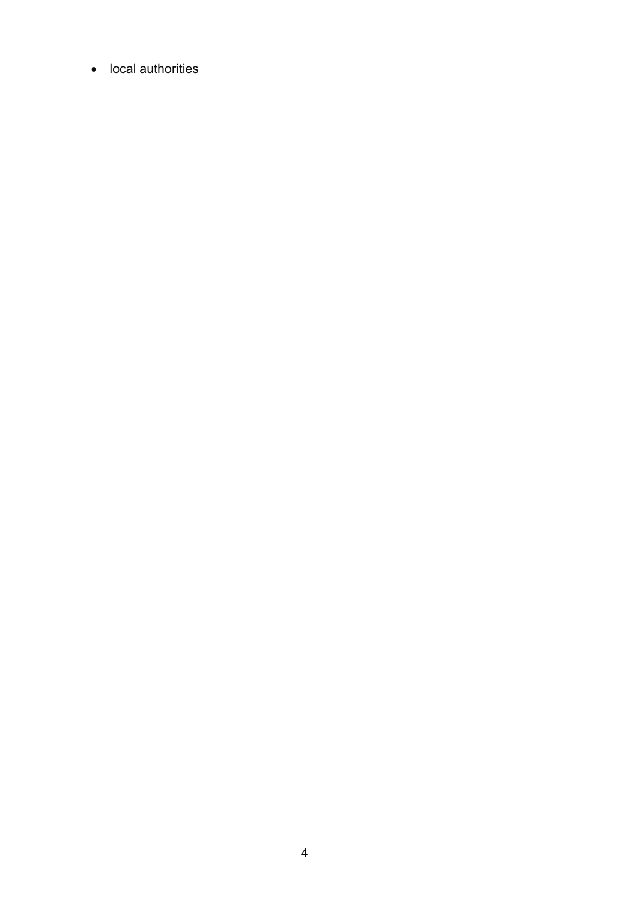- local authorities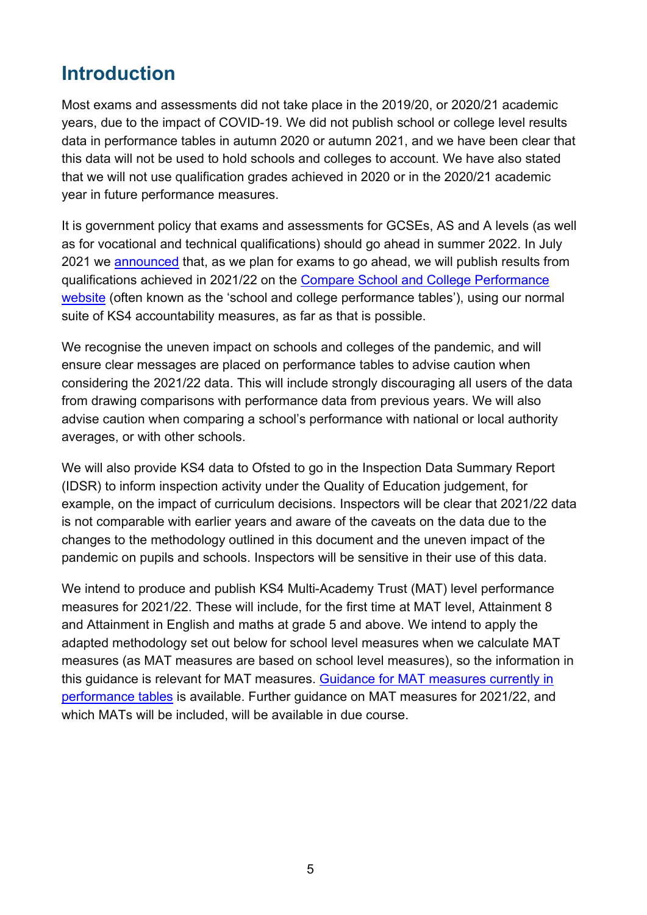# Introduction

Most exams and assessments did not take place in the 2019/20, or 2020/21 academic years, due to the impact of COVID-19. We did not publish school or college level results data in performance tables in autumn 2020 or autumn 2021, and we have been clear that this data will not be used to hold schools and colleges to account. We have also stated that we will not use qualification grades achieved in 2020 or in the 2020/21 academic year in future performance measures.

It is government policy that exams and assessments for GCSEs, AS and A levels (as well as for vocational and technical qualifications) should go ahead in summer 2022. In July 2021 we announced that, as we plan for exams to go ahead, we will publish results from qualifications achieved in 2021/22 on the Compare School and College Performance website (often known as the 'school and college performance tables'), using our normal suite of KS4 accountability measures, as far as that is possible.

We recognise the uneven impact on schools and colleges of the pandemic, and will ensure clear messages are placed on performance tables to advise caution when considering the 2021/22 data. This will include strongly discouraging all users of the data from drawing comparisons with performance data from previous years. We will also advise caution when comparing a school's performance with national or local authority averages, or with other schools.

We will also provide KS4 data to Ofsted to go in the Inspection Data Summary Report (IDSR) to inform inspection activity under the Quality of Education judgement, for example, on the impact of curriculum decisions. Inspectors will be clear that 2021/22 data is not comparable with earlier years and aware of the caveats on the data due to the changes to the methodology outlined in this document and the uneven impact of the pandemic on pupils and schools. Inspectors will be sensitive in their use of this data.

We intend to produce and publish KS4 Multi-Academy Trust (MAT) level performance measures for 2021/22. These will include, for the first time at MAT level, Attainment 8 and Attainment in English and maths at grade 5 and above. We intend to apply the adapted methodology set out below for school level measures when we calculate MAT measures (as MAT measures are based on school level measures), so the information in this guidance is relevant for MAT measures. Guidance for MAT measures currently in performance tables is available. Further guidance on MAT measures for 2021/22, and which MATs will be included, will be available in due course.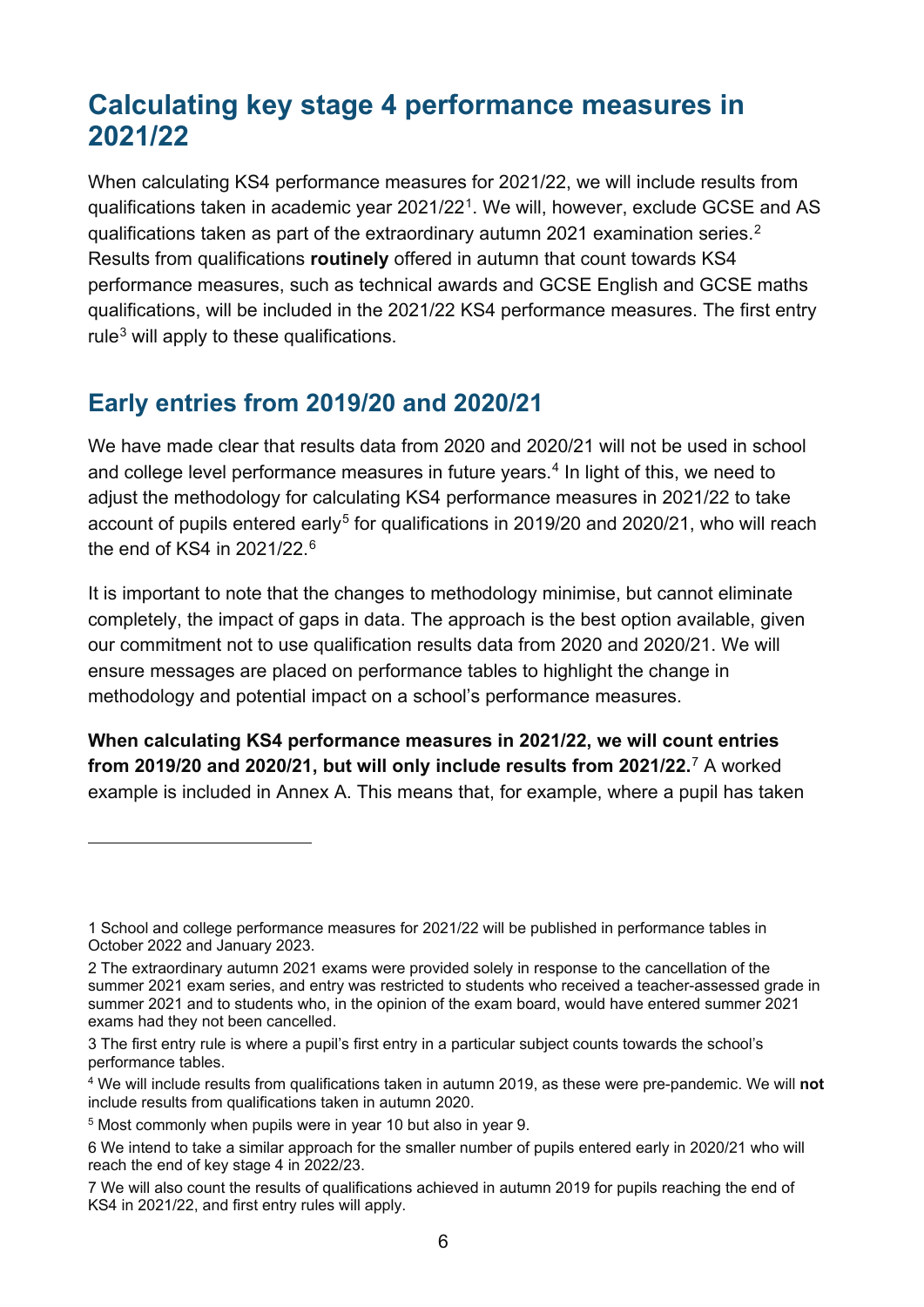## Calculating key stage 4 performance measures in 2021/22

When calculating KS4 performance measures for 2021/22, we will include results from qualifications taken in academic year 2021/22[1]. We will, however, exclude GCSE and AS qualifications taken as part of the extraordinary autumn 2021 examination series.[2] Results from qualifications **routinely** offered in autumn that count towards KS4 performance measures, such as technical awards and GCSE English and GCSE maths qualifications, will be included in the 2021/22 KS4 performance measures. The first entry rule[3] will apply to these qualifications.

## Early entries from 2019/20 and 2020/21

We have made clear that results data from 2020 and 2020/21 will not be used in school and college level performance measures in future years.[4] In light of this, we need to adjust the methodology for calculating KS4 performance measures in 2021/22 to take account of pupils entered early[5] for qualifications in 2019/20 and 2020/21, who will reach the end of KS4 in 2021/22.[6]

It is important to note that the changes to methodology minimise, but cannot eliminate completely, the impact of gaps in data. The approach is the best option available, given our commitment not to use qualification results data from 2020 and 2020/21. We will ensure messages are placed on performance tables to highlight the change in methodology and potential impact on a school's performance measures.

**When calculating KS4 performance measures in 2021/22, we will count entries from 2019/20 and 2020/21, but will only include results from 2021/22.**[7] A worked example is included in Annex A. This means that, for example, where a pupil has taken

---

1 School and college performance measures for 2021/22 will be published in performance tables in October 2022 and January 2023.

2 The extraordinary autumn 2021 exams were provided solely in response to the cancellation of the summer 2021 exam series, and entry was restricted to students who received a teacher-assessed grade in summer 2021 and to students who, in the opinion of the exam board, would have entered summer 2021 exams had they not been cancelled.

3 The first entry rule is where a pupil's first entry in a particular subject counts towards the school's performance tables.

4 We will include results from qualifications taken in autumn 2019, as these were pre-pandemic. We will **not** include results from qualifications taken in autumn 2020.

5 Most commonly when pupils were in year 10 but also in year 9.

6 We intend to take a similar approach for the smaller number of pupils entered early in 2020/21 who will reach the end of key stage 4 in 2022/23.

7 We will also count the results of qualifications achieved in autumn 2019 for pupils reaching the end of KS4 in 2021/22, and first entry rules will apply.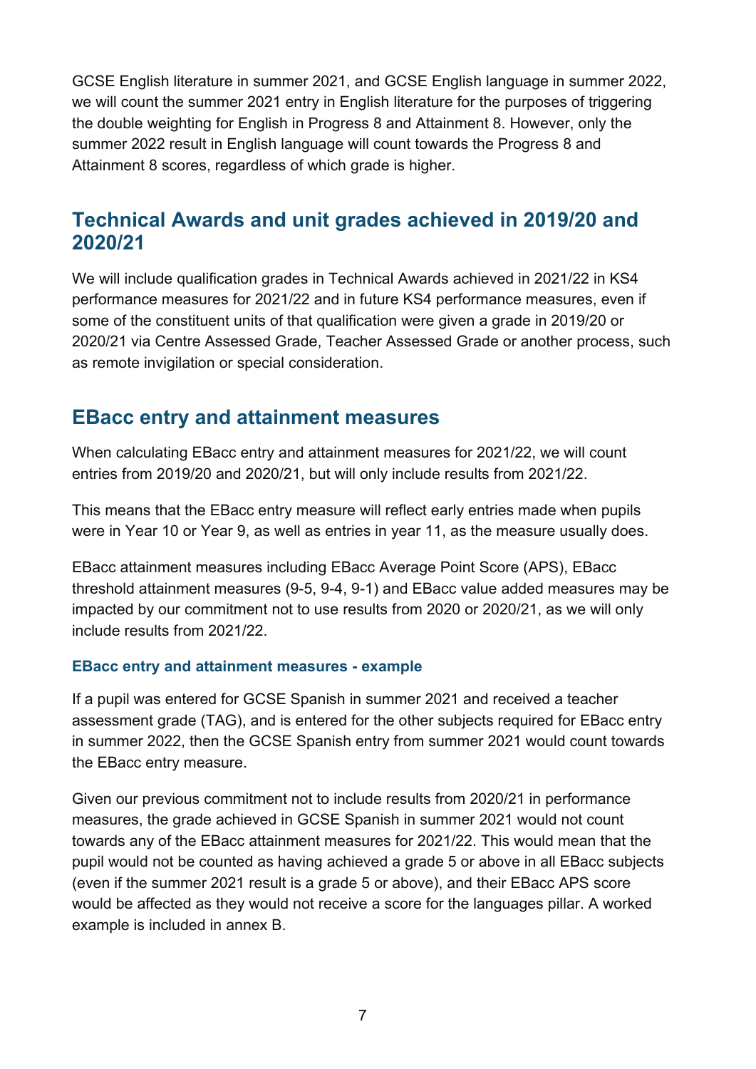GCSE English literature in summer 2021, and GCSE English language in summer 2022, we will count the summer 2021 entry in English literature for the purposes of triggering the double weighting for English in Progress 8 and Attainment 8. However, only the summer 2022 result in English language will count towards the Progress 8 and Attainment 8 scores, regardless of which grade is higher.

## Technical Awards and unit grades achieved in 2019/20 and 2020/21

We will include qualification grades in Technical Awards achieved in 2021/22 in KS4 performance measures for 2021/22 and in future KS4 performance measures, even if some of the constituent units of that qualification were given a grade in 2019/20 or 2020/21 via Centre Assessed Grade, Teacher Assessed Grade or another process, such as remote invigilation or special consideration.

## EBacc entry and attainment measures

When calculating EBacc entry and attainment measures for 2021/22, we will count entries from 2019/20 and 2020/21, but will only include results from 2021/22.

This means that the EBacc entry measure will reflect early entries made when pupils were in Year 10 or Year 9, as well as entries in year 11, as the measure usually does.

EBacc attainment measures including EBacc Average Point Score (APS), EBacc threshold attainment measures (9-5, 9-4, 9-1) and EBacc value added measures may be impacted by our commitment not to use results from 2020 or 2020/21, as we will only include results from 2021/22.

### EBacc entry and attainment measures - example

If a pupil was entered for GCSE Spanish in summer 2021 and received a teacher assessment grade (TAG), and is entered for the other subjects required for EBacc entry in summer 2022, then the GCSE Spanish entry from summer 2021 would count towards the EBacc entry measure.

Given our previous commitment not to include results from 2020/21 in performance measures, the grade achieved in GCSE Spanish in summer 2021 would not count towards any of the EBacc attainment measures for 2021/22. This would mean that the pupil would not be counted as having achieved a grade 5 or above in all EBacc subjects (even if the summer 2021 result is a grade 5 or above), and their EBacc APS score would be affected as they would not receive a score for the languages pillar. A worked example is included in annex B.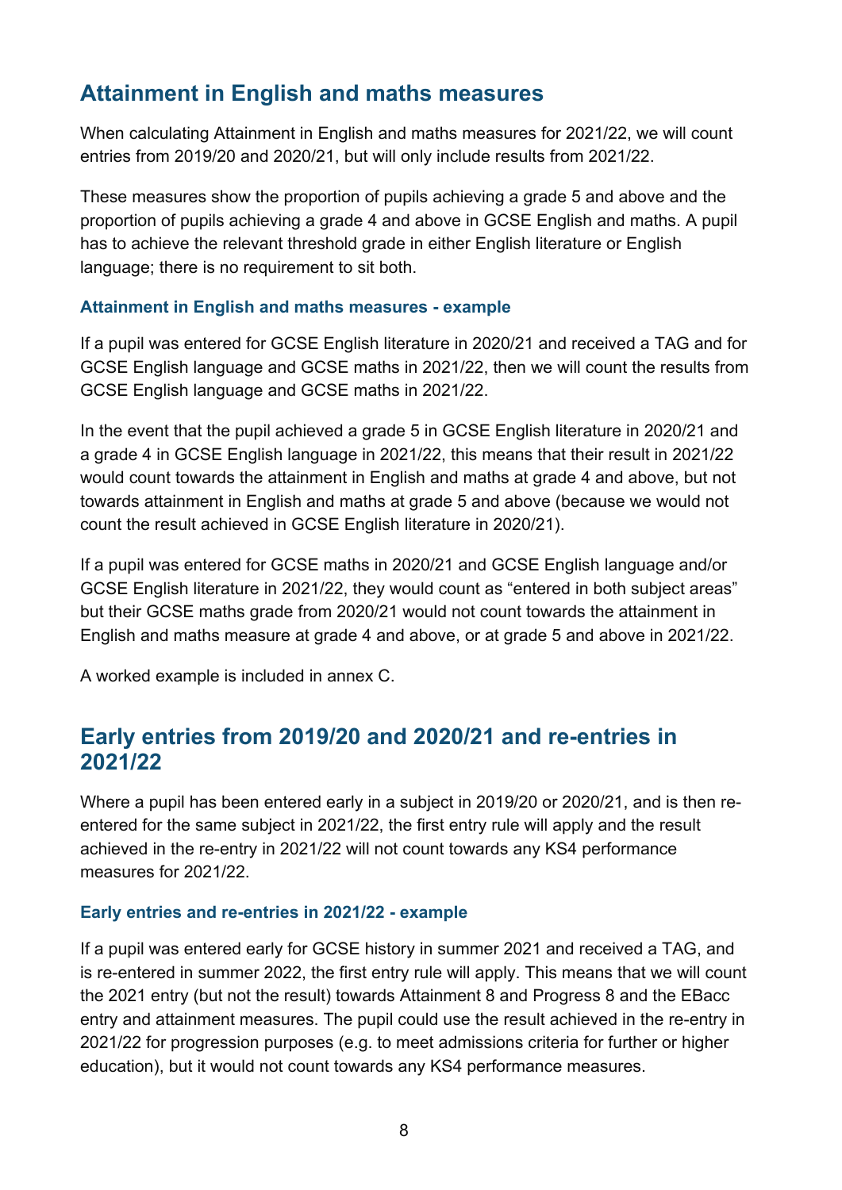## Attainment in English and maths measures

When calculating Attainment in English and maths measures for 2021/22, we will count entries from 2019/20 and 2020/21, but will only include results from 2021/22.

These measures show the proportion of pupils achieving a grade 5 and above and the proportion of pupils achieving a grade 4 and above in GCSE English and maths. A pupil has to achieve the relevant threshold grade in either English literature or English language; there is no requirement to sit both.

### Attainment in English and maths measures - example

If a pupil was entered for GCSE English literature in 2020/21 and received a TAG and for GCSE English language and GCSE maths in 2021/22, then we will count the results from GCSE English language and GCSE maths in 2021/22.

In the event that the pupil achieved a grade 5 in GCSE English literature in 2020/21 and a grade 4 in GCSE English language in 2021/22, this means that their result in 2021/22 would count towards the attainment in English and maths at grade 4 and above, but not towards attainment in English and maths at grade 5 and above (because we would not count the result achieved in GCSE English literature in 2020/21).

If a pupil was entered for GCSE maths in 2020/21 and GCSE English language and/or GCSE English literature in 2021/22, they would count as "entered in both subject areas" but their GCSE maths grade from 2020/21 would not count towards the attainment in English and maths measure at grade 4 and above, or at grade 5 and above in 2021/22.

A worked example is included in annex C.

## Early entries from 2019/20 and 2020/21 and re-entries in 2021/22

Where a pupil has been entered early in a subject in 2019/20 or 2020/21, and is then re-entered for the same subject in 2021/22, the first entry rule will apply and the result achieved in the re-entry in 2021/22 will not count towards any KS4 performance measures for 2021/22.

### Early entries and re-entries in 2021/22 - example

If a pupil was entered early for GCSE history in summer 2021 and received a TAG, and is re-entered in summer 2022, the first entry rule will apply. This means that we will count the 2021 entry (but not the result) towards Attainment 8 and Progress 8 and the EBacc entry and attainment measures. The pupil could use the result achieved in the re-entry in 2021/22 for progression purposes (e.g. to meet admissions criteria for further or higher education), but it would not count towards any KS4 performance measures.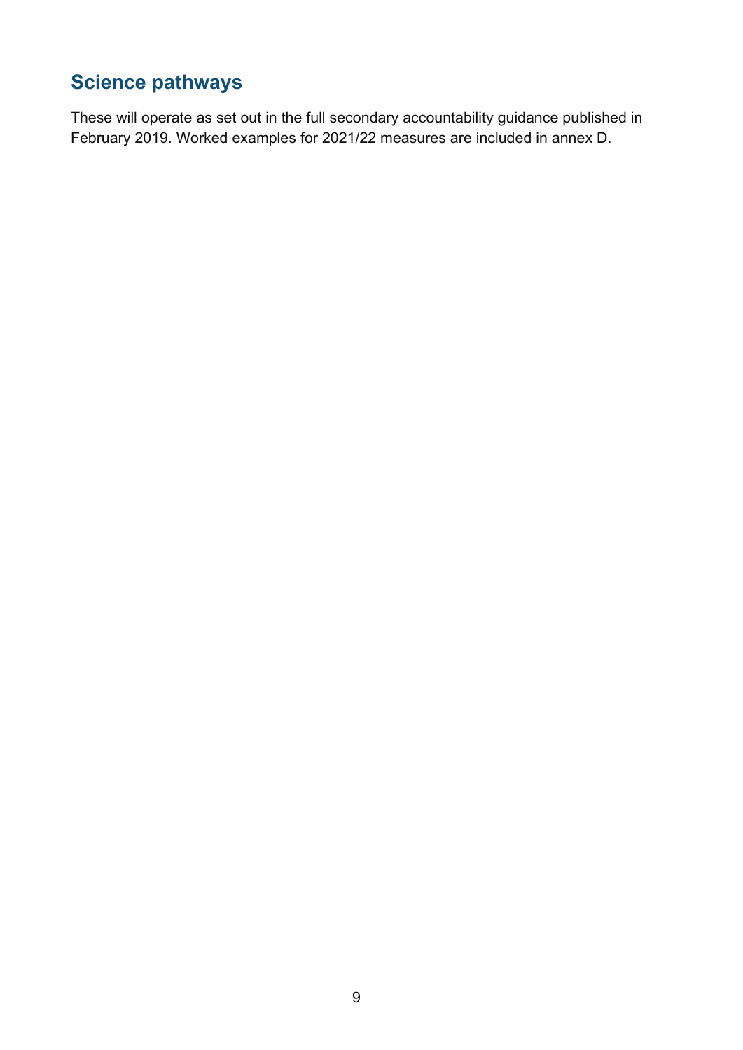## Science pathways

These will operate as set out in the full secondary accountability guidance published in February 2019. Worked examples for 2021/22 measures are included in annex D.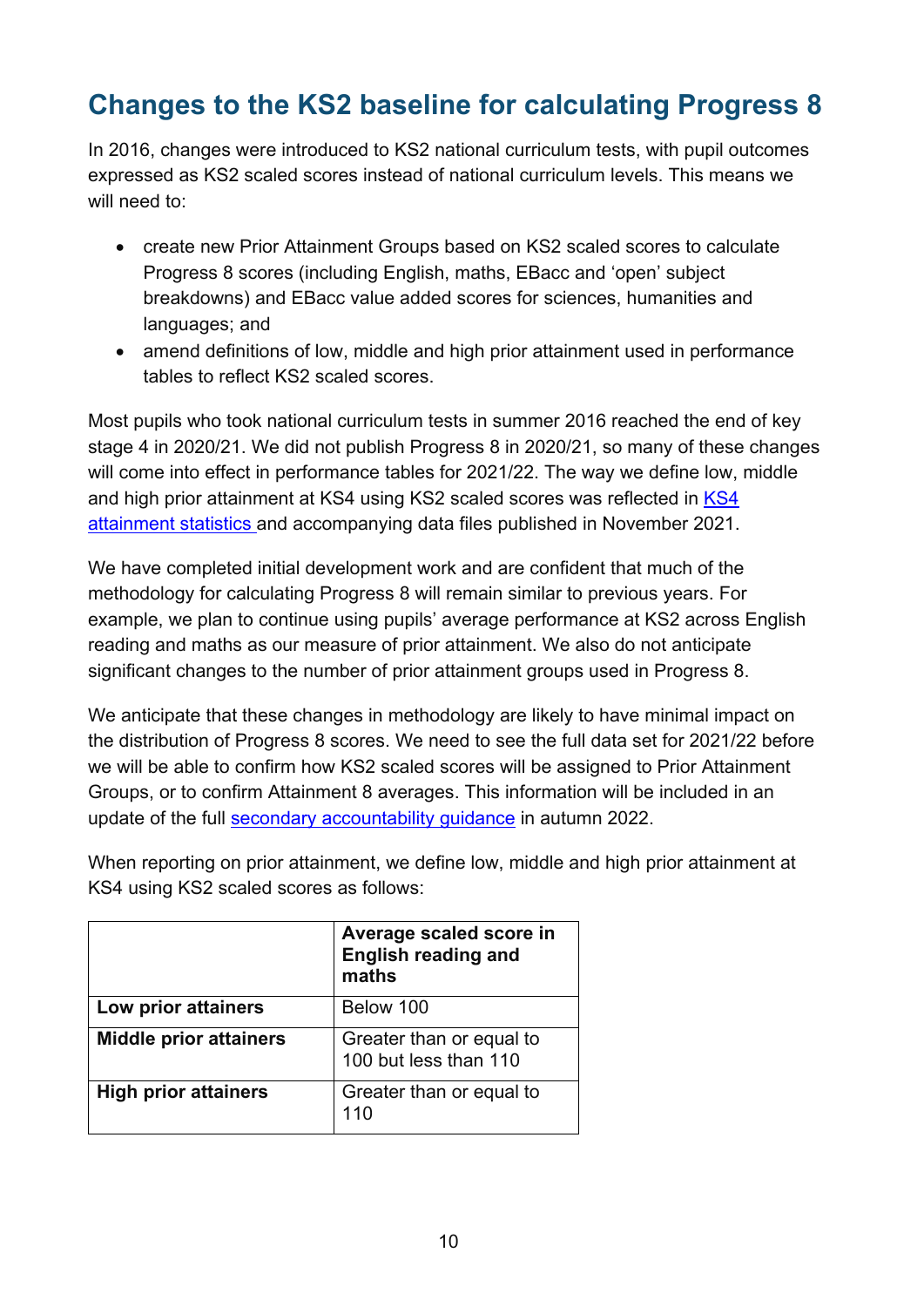## Changes to the KS2 baseline for calculating Progress 8

In 2016, changes were introduced to KS2 national curriculum tests, with pupil outcomes expressed as KS2 scaled scores instead of national curriculum levels. This means we will need to:

- create new Prior Attainment Groups based on KS2 scaled scores to calculate Progress 8 scores (including English, maths, EBacc and 'open' subject breakdowns) and EBacc value added scores for sciences, humanities and languages; and
- amend definitions of low, middle and high prior attainment used in performance tables to reflect KS2 scaled scores.

Most pupils who took national curriculum tests in summer 2016 reached the end of key stage 4 in 2020/21. We did not publish Progress 8 in 2020/21, so many of these changes will come into effect in performance tables for 2021/22. The way we define low, middle and high prior attainment at KS4 using KS2 scaled scores was reflected in [KS4 attainment statistics](#) and accompanying data files published in November 2021.

We have completed initial development work and are confident that much of the methodology for calculating Progress 8 will remain similar to previous years. For example, we plan to continue using pupils' average performance at KS2 across English reading and maths as our measure of prior attainment. We also do not anticipate significant changes to the number of prior attainment groups used in Progress 8.

We anticipate that these changes in methodology are likely to have minimal impact on the distribution of Progress 8 scores. We need to see the full data set for 2021/22 before we will be able to confirm how KS2 scaled scores will be assigned to Prior Attainment Groups, or to confirm Attainment 8 averages. This information will be included in an update of the full [secondary accountability guidance](#) in autumn 2022.

When reporting on prior attainment, we define low, middle and high prior attainment at KS4 using KS2 scaled scores as follows:

| | **Average scaled score in English reading and maths** |
|---|---|
| **Low prior attainers** | Below 100 |
| **Middle prior attainers** | Greater than or equal to 100 but less than 110 |
| **High prior attainers** | Greater than or equal to 110 |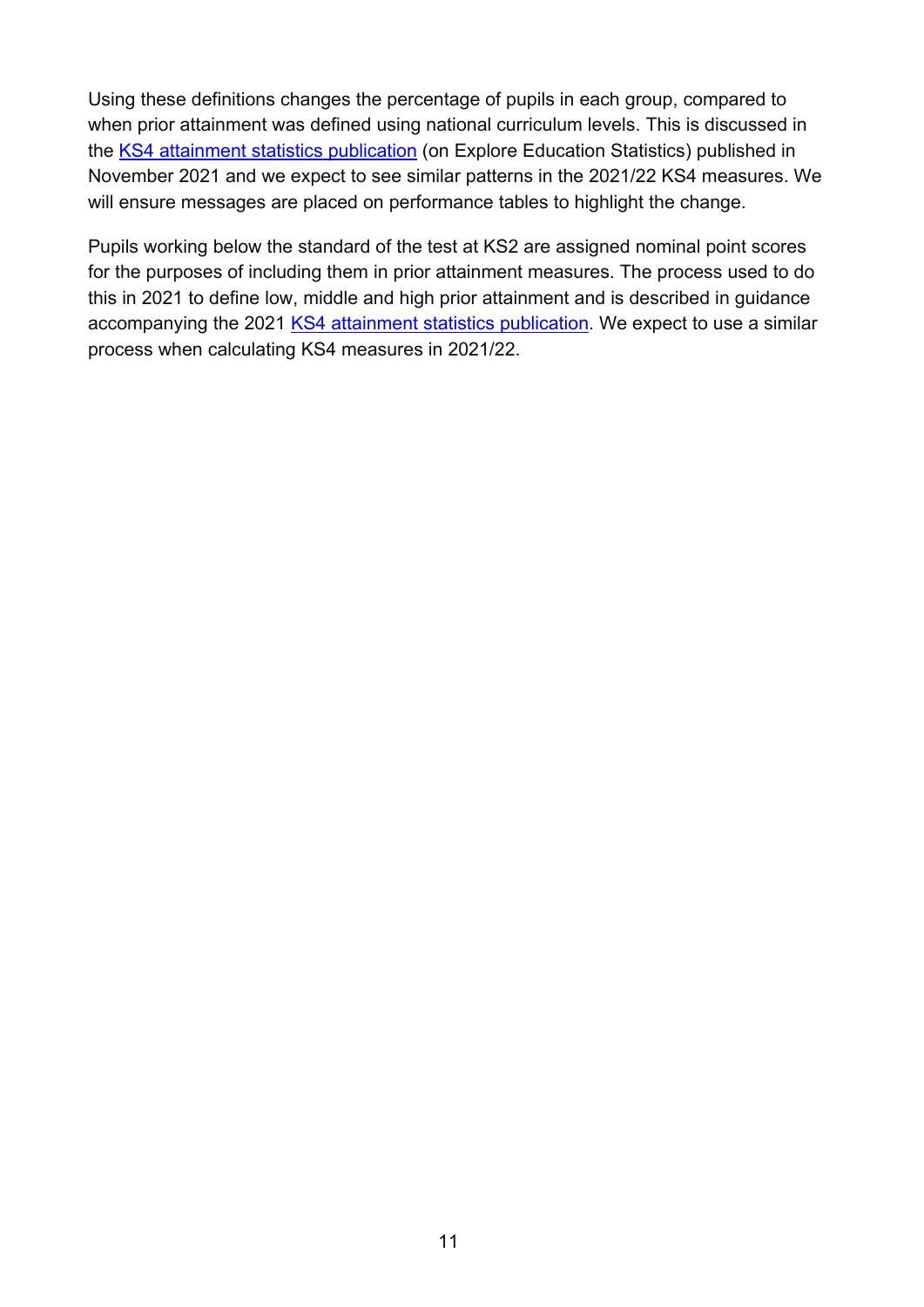Using these definitions changes the percentage of pupils in each group, compared to when prior attainment was defined using national curriculum levels. This is discussed in the [KS4 attainment statistics publication] (on Explore Education Statistics) published in November 2021 and we expect to see similar patterns in the 2021/22 KS4 measures. We will ensure messages are placed on performance tables to highlight the change.

Pupils working below the standard of the test at KS2 are assigned nominal point scores for the purposes of including them in prior attainment measures. The process used to do this in 2021 to define low, middle and high prior attainment and is described in guidance accompanying the 2021 [KS4 attainment statistics publication]. We expect to use a similar process when calculating KS4 measures in 2021/22.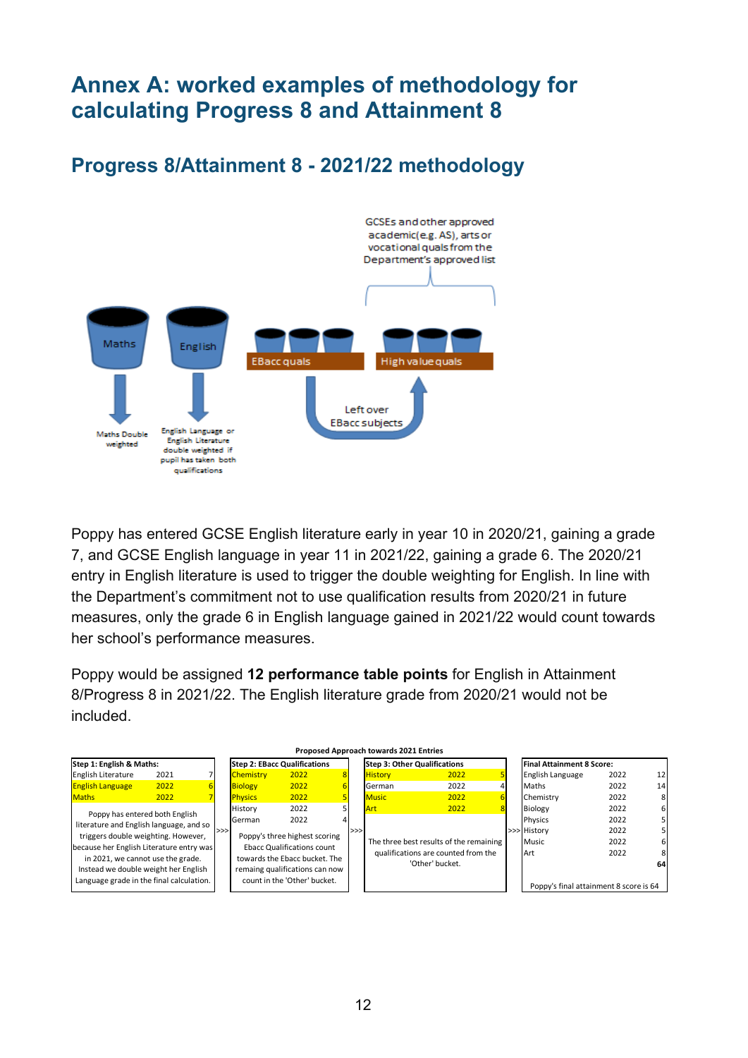# Annex A: worked examples of methodology for calculating Progress 8 and Attainment 8

## Progress 8/Attainment 8 - 2021/22 methodology

GCSEs and other approved academic(e.g. AS), arts or vocational quals from the Department's approved list

Maths

English

EBacc quals

High value quals

Left over EBacc subjects

Maths Double weighted

English Language or English Literature double weighted if pupil has taken both qualifications

Poppy has entered GCSE English literature early in year 10 in 2020/21, gaining a grade 7, and GCSE English language in year 11 in 2021/22, gaining a grade 6. The 2020/21 entry in English literature is used to trigger the double weighting for English. In line with the Department's commitment not to use qualification results from 2020/21 in future measures, only the grade 6 in English language gained in 2021/22 would count towards her school's performance measures.

Poppy would be assigned **12 performance table points** for English in Attainment 8/Progress 8 in 2021/22. The English literature grade from 2020/21 would not be included.

**Proposed Approach towards 2021 Entries**

**Step 1: English & Maths:**

| Subject | Year | Grade |
|---|---|---|
| English Literature | 2021 | 7 |
| English Language | 2022 | 6 |
| Maths | 2022 | 7 |

Poppy has entered both English literature and English language, and so triggers double weighting. However, because her English Literature entry was in 2021, we cannot use the grade. Instead we double weight her English Language grade in the final calculation.

**Step 2: EBacc Qualifications**

| Subject | Year | Grade |
|---|---|---|
| Chemistry | 2022 | 8 |
| Biology | 2022 | 6 |
| Physics | 2022 | 5 |
| History | 2022 | 5 |
| German | 2022 | 4 |

Poppy's three highest scoring Ebacc Qualifications count towards the Ebacc bucket. The remaing qualifications can now count in the 'Other' bucket.

**Step 3: Other Qualifications**

| Subject | Year | Grade |
|---|---|---|
| History | 2022 | 5 |
| German | 2022 | 4 |
| Music | 2022 | 6 |
| Art | 2022 | 8 |

The three best results of the remaining qualifications are counted from the 'Other' bucket.

**Final Attainment 8 Score:**

| Subject | Year | Points |
|---|---|---|
| English Language | 2022 | 12 |
| Maths | 2022 | 14 |
| Chemistry | 2022 | 8 |
| Biology | 2022 | 6 |
| Physics | 2022 | 5 |
| History | 2022 | 5 |
| Music | 2022 | 6 |
| Art | 2022 | 8 |
| | | **64** |

Poppy's final attainment 8 score is 64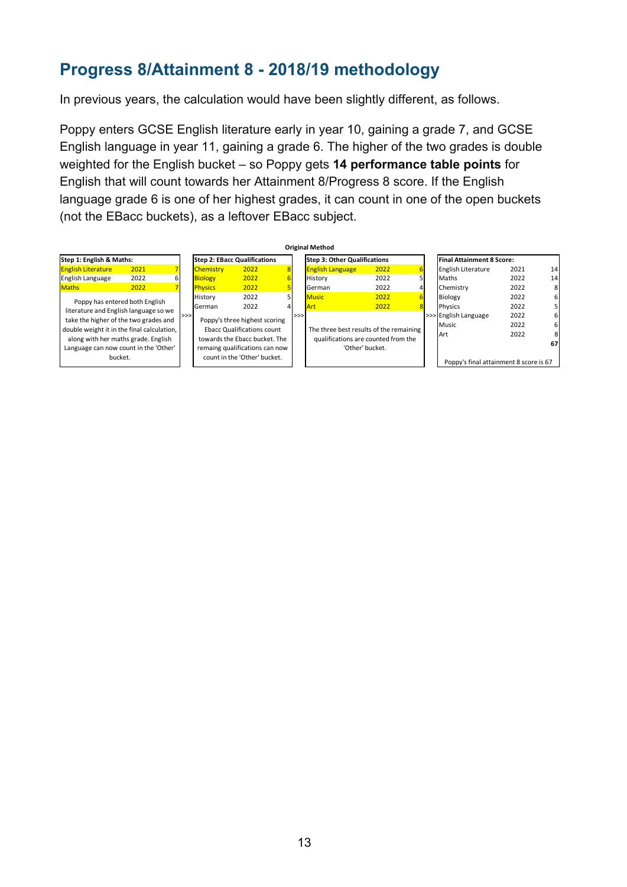## Progress 8/Attainment 8 - 2018/19 methodology

In previous years, the calculation would have been slightly different, as follows.

Poppy enters GCSE English literature early in year 10, gaining a grade 7, and GCSE English language in year 11, gaining a grade 6. The higher of the two grades is double weighted for the English bucket – so Poppy gets **14 performance table points** for English that will count towards her Attainment 8/Progress 8 score. If the English language grade 6 is one of her highest grades, it can count in one of the open buckets (not the EBacc buckets), as a leftover EBacc subject.

**Original Method**

**Step 1: English & Maths:**

| Subject | Year | Grade |
|---|---|---|
| English Literature | 2021 | 7 |
| English Language | 2022 | 6 |
| Maths | 2022 | 7 |

Poppy has entered both English literature and English language so we take the higher of the two grades and double weight it in the final calculation, along with her maths grade. English Language can now count in the 'Other' bucket.

>>>

**Step 2: EBacc Qualifications**

| Subject | Year | Grade |
|---|---|---|
| Chemistry | 2022 | 8 |
| Biology | 2022 | 6 |
| Physics | 2022 | 5 |
| History | 2022 | 5 |
| German | 2022 | 4 |

Poppy's three highest scoring Ebacc Qualifications count towards the Ebacc bucket. The remaing qualifications can now count in the 'Other' bucket.

>>>

**Step 3: Other Qualifications**

| Subject | Year | Grade |
|---|---|---|
| English Language | 2022 | 6 |
| History | 2022 | 5 |
| German | 2022 | 4 |
| Music | 2022 | 6 |
| Art | 2022 | 8 |

The three best results of the remaining qualifications are counted from the 'Other' bucket.

>>>

**Final Attainment 8 Score:**

| Subject | Year | Points |
|---|---|---|
| English Literature | 2021 | 14 |
| Maths | 2022 | 14 |
| Chemistry | 2022 | 8 |
| Biology | 2022 | 6 |
| Physics | 2022 | 5 |
| English Language | 2022 | 6 |
| Music | 2022 | 6 |
| Art | 2022 | 8 |
| | | **67** |

Poppy's final attainment 8 score is 67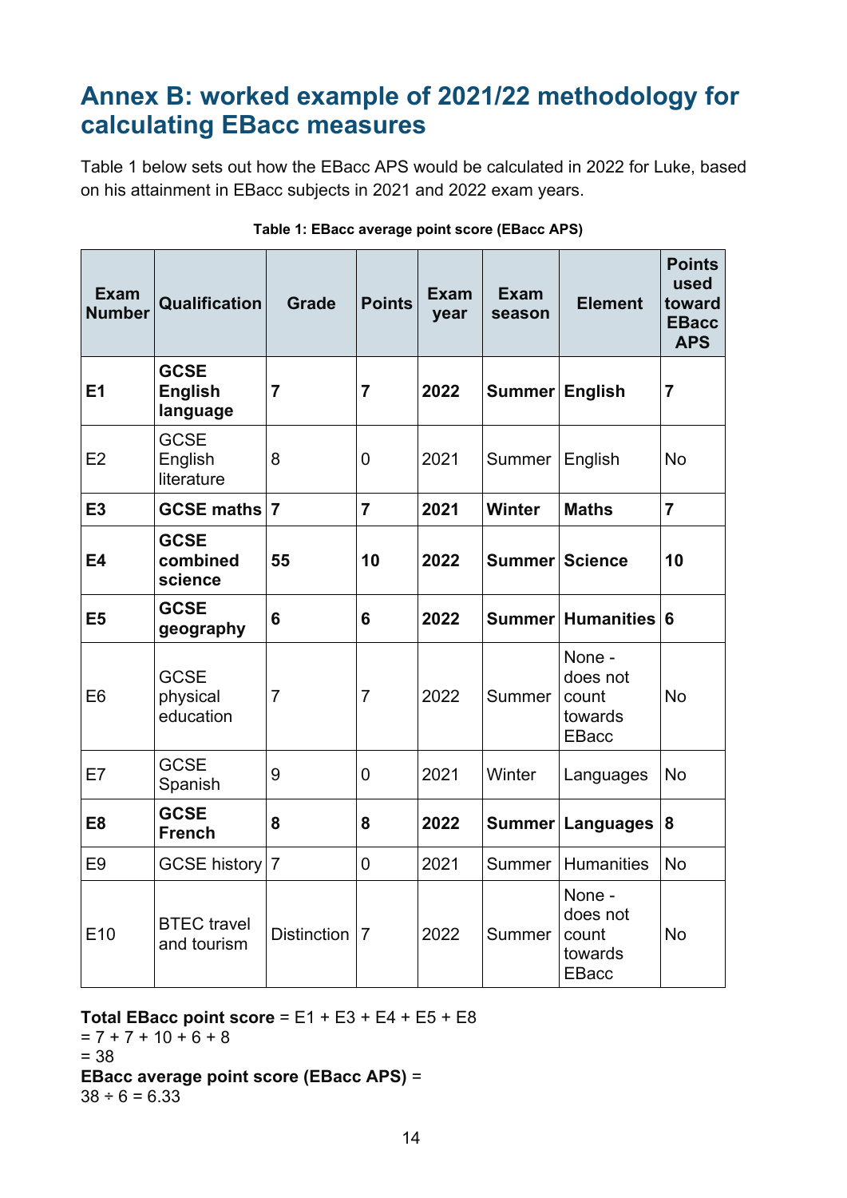## Annex B: worked example of 2021/22 methodology for calculating EBacc measures

Table 1 below sets out how the EBacc APS would be calculated in 2022 for Luke, based on his attainment in EBacc subjects in 2021 and 2022 exam years.

**Table 1: EBacc average point score (EBacc APS)**

| Exam Number | Qualification | Grade | Points | Exam year | Exam season | Element | Points used toward EBacc APS |
|---|---|---|---|---|---|---|---|
| **E1** | **GCSE English language** | **7** | **7** | **2022** | **Summer** | **English** | **7** |
| E2 | GCSE English literature | 8 | 0 | 2021 | Summer | English | No |
| **E3** | **GCSE maths** | **7** | **7** | **2021** | **Winter** | **Maths** | **7** |
| **E4** | **GCSE combined science** | **55** | **10** | **2022** | **Summer** | **Science** | **10** |
| **E5** | **GCSE geography** | **6** | **6** | **2022** | **Summer** | **Humanities** | **6** |
| E6 | GCSE physical education | 7 | 7 | 2022 | Summer | None - does not count towards EBacc | No |
| E7 | GCSE Spanish | 9 | 0 | 2021 | Winter | Languages | No |
| **E8** | **GCSE French** | **8** | **8** | **2022** | **Summer** | **Languages** | **8** |
| E9 | GCSE history | 7 | 0 | 2021 | Summer | Humanities | No |
| E10 | BTEC travel and tourism | Distinction | 7 | 2022 | Summer | None - does not count towards EBacc | No |

**Total EBacc point score** = E1 + E3 + E4 + E5 + E8
= 7 + 7 + 10 + 6 + 8
= 38
**EBacc average point score (EBacc APS)** =
38 ÷ 6 = 6.33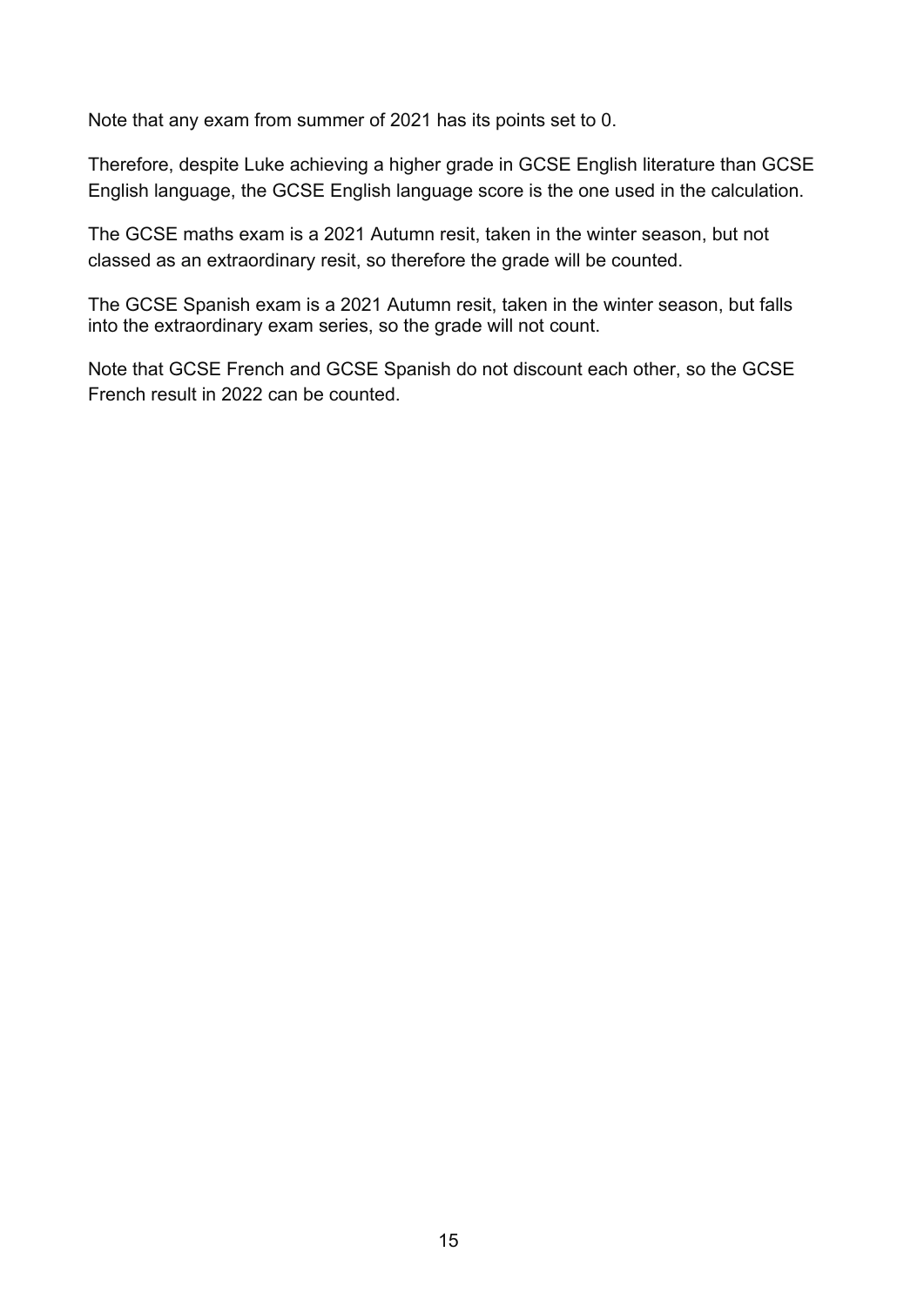Note that any exam from summer of 2021 has its points set to 0.

Therefore, despite Luke achieving a higher grade in GCSE English literature than GCSE English language, the GCSE English language score is the one used in the calculation.

The GCSE maths exam is a 2021 Autumn resit, taken in the winter season, but not classed as an extraordinary resit, so therefore the grade will be counted.

The GCSE Spanish exam is a 2021 Autumn resit, taken in the winter season, but falls into the extraordinary exam series, so the grade will not count.

Note that GCSE French and GCSE Spanish do not discount each other, so the GCSE French result in 2022 can be counted.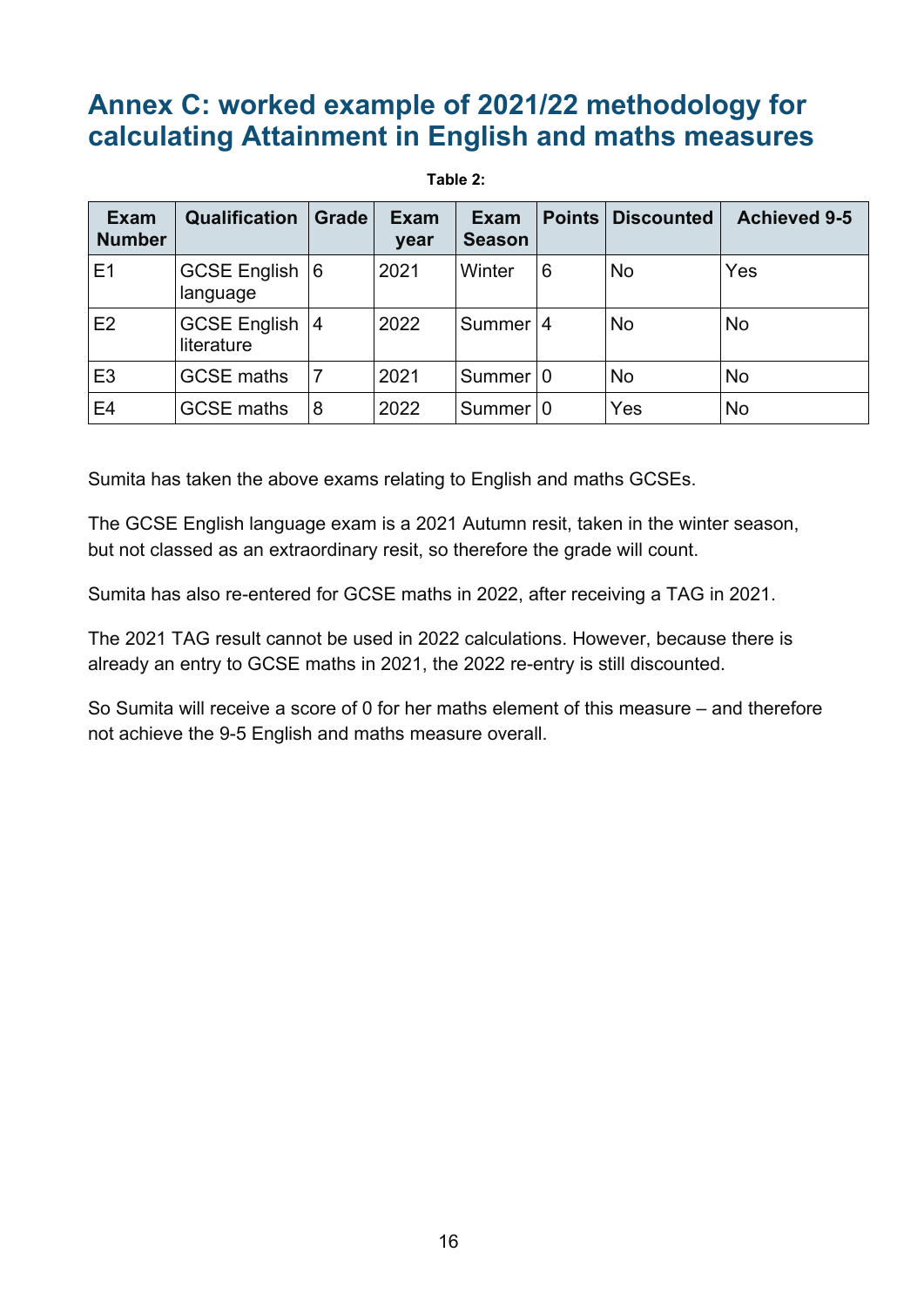# Annex C: worked example of 2021/22 methodology for calculating Attainment in English and maths measures

**Table 2:**

| Exam Number | Qualification | Grade | Exam year | Exam Season | Points | Discounted | Achieved 9-5 |
|---|---|---|---|---|---|---|---|
| E1 | GCSE English language | 6 | 2021 | Winter | 6 | No | Yes |
| E2 | GCSE English literature | 4 | 2022 | Summer | 4 | No | No |
| E3 | GCSE maths | 7 | 2021 | Summer | 0 | No | No |
| E4 | GCSE maths | 8 | 2022 | Summer | 0 | Yes | No |

Sumita has taken the above exams relating to English and maths GCSEs.

The GCSE English language exam is a 2021 Autumn resit, taken in the winter season, but not classed as an extraordinary resit, so therefore the grade will count.

Sumita has also re-entered for GCSE maths in 2022, after receiving a TAG in 2021.

The 2021 TAG result cannot be used in 2022 calculations. However, because there is already an entry to GCSE maths in 2021, the 2022 re-entry is still discounted.

So Sumita will receive a score of 0 for her maths element of this measure – and therefore not achieve the 9-5 English and maths measure overall.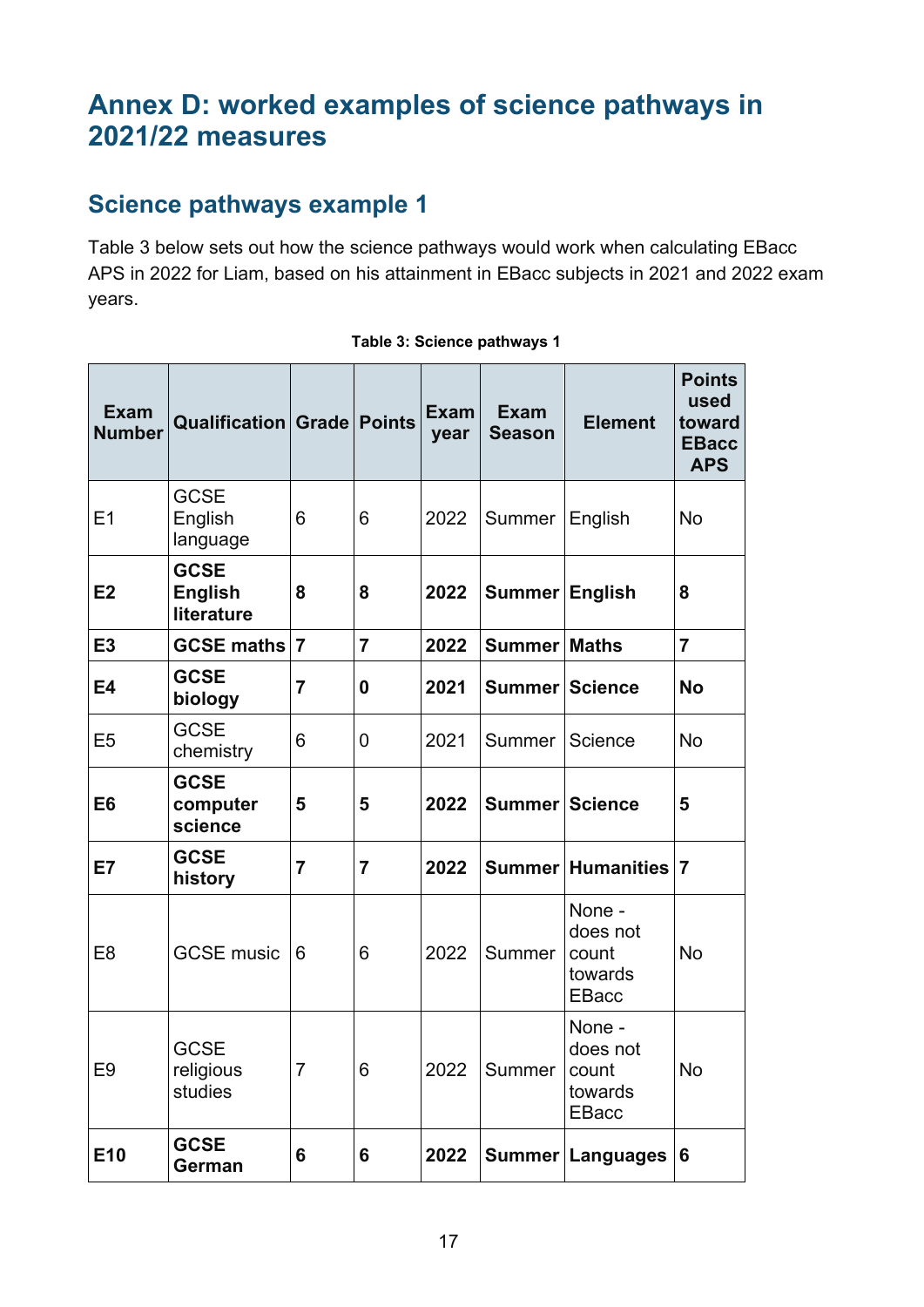# Annex D: worked examples of science pathways in 2021/22 measures

## Science pathways example 1

Table 3 below sets out how the science pathways would work when calculating EBacc APS in 2022 for Liam, based on his attainment in EBacc subjects in 2021 and 2022 exam years.

**Table 3: Science pathways 1**

| Exam Number | Qualification | Grade | Points | Exam year | Exam Season | Element | Points used toward EBacc APS |
|---|---|---|---|---|---|---|---|
| E1 | GCSE English language | 6 | 6 | 2022 | Summer | English | No |
| **E2** | **GCSE English literature** | **8** | **8** | **2022** | **Summer** | **English** | **8** |
| **E3** | **GCSE maths** | **7** | **7** | **2022** | **Summer** | **Maths** | **7** |
| **E4** | **GCSE biology** | **7** | **0** | **2021** | **Summer** | **Science** | **No** |
| E5 | GCSE chemistry | 6 | 0 | 2021 | Summer | Science | No |
| **E6** | **GCSE computer science** | **5** | **5** | **2022** | **Summer** | **Science** | **5** |
| **E7** | **GCSE history** | **7** | **7** | **2022** | **Summer** | **Humanities** | **7** |
| E8 | GCSE music | 6 | 6 | 2022 | Summer | None - does not count towards EBacc | No |
| E9 | GCSE religious studies | 7 | 6 | 2022 | Summer | None - does not count towards EBacc | No |
| **E10** | **GCSE German** | **6** | **6** | **2022** | **Summer** | **Languages** | **6** |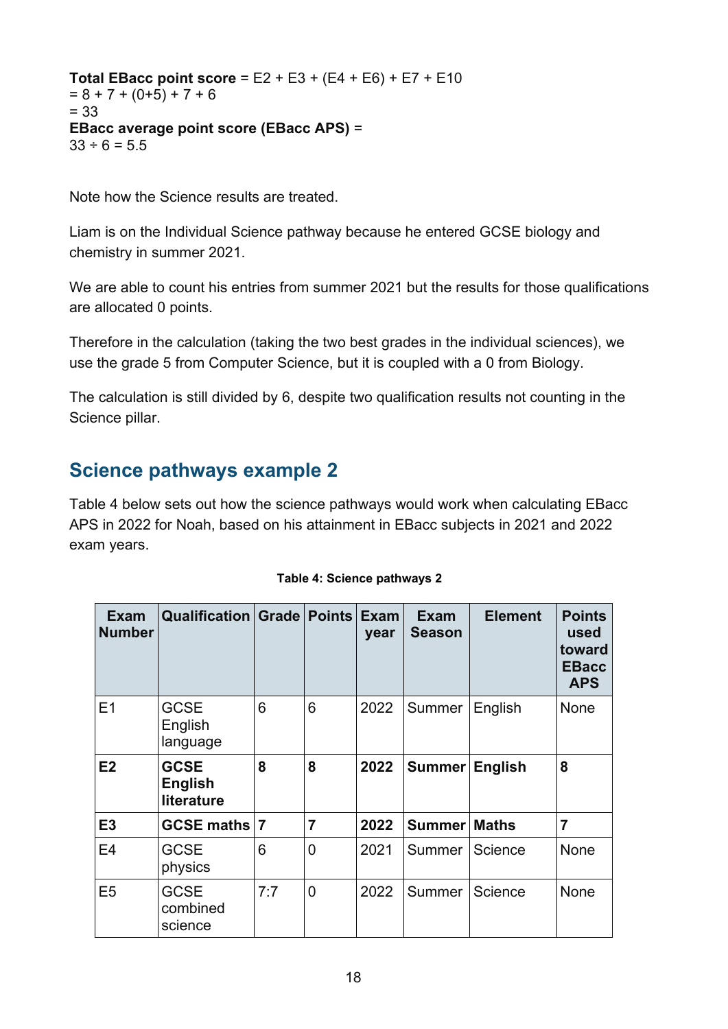**Total EBacc point score** = E2 + E3 + (E4 + E6) + E7 + E10
= 8 + 7 + (0+5) + 7 + 6
= 33
**EBacc average point score (EBacc APS)** =
33 ÷ 6 = 5.5

Note how the Science results are treated.

Liam is on the Individual Science pathway because he entered GCSE biology and chemistry in summer 2021.

We are able to count his entries from summer 2021 but the results for those qualifications are allocated 0 points.

Therefore in the calculation (taking the two best grades in the individual sciences), we use the grade 5 from Computer Science, but it is coupled with a 0 from Biology.

The calculation is still divided by 6, despite two qualification results not counting in the Science pillar.

## Science pathways example 2

Table 4 below sets out how the science pathways would work when calculating EBacc APS in 2022 for Noah, based on his attainment in EBacc subjects in 2021 and 2022 exam years.

**Table 4: Science pathways 2**

| Exam Number | Qualification | Grade | Points | Exam year | Exam Season | Element | Points used toward EBacc APS |
|---|---|---|---|---|---|---|---|
| E1 | GCSE English language | 6 | 6 | 2022 | Summer | English | None |
| **E2** | **GCSE English literature** | **8** | **8** | **2022** | **Summer** | **English** | **8** |
| **E3** | **GCSE maths** | **7** | **7** | **2022** | **Summer** | **Maths** | **7** |
| E4 | GCSE physics | 6 | 0 | 2021 | Summer | Science | None |
| E5 | GCSE combined science | 7:7 | 0 | 2022 | Summer | Science | None |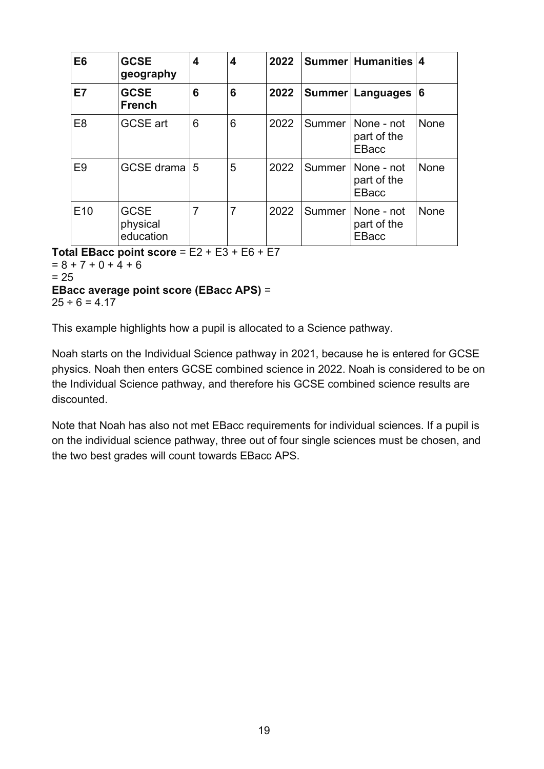| **E6** | **GCSE geography** | **4** | **4** | **2022** | **Summer** | **Humanities** | **4** |
|---|---|---|---|---|---|---|---|
| **E7** | **GCSE French** | **6** | **6** | **2022** | **Summer** | **Languages** | **6** |
| E8 | GCSE art | 6 | 6 | 2022 | Summer | None - not part of the EBacc | None |
| E9 | GCSE drama | 5 | 5 | 2022 | Summer | None - not part of the EBacc | None |
| E10 | GCSE physical education | 7 | 7 | 2022 | Summer | None - not part of the EBacc | None |

**Total EBacc point score** = E2 + E3 + E6 + E7
= 8 + 7 + 0 + 4 + 6
= 25
**EBacc average point score (EBacc APS)** =
25 ÷ 6 = 4.17

This example highlights how a pupil is allocated to a Science pathway.

Noah starts on the Individual Science pathway in 2021, because he is entered for GCSE physics. Noah then enters GCSE combined science in 2022. Noah is considered to be on the Individual Science pathway, and therefore his GCSE combined science results are discounted.

Note that Noah has also not met EBacc requirements for individual sciences. If a pupil is on the individual science pathway, three out of four single sciences must be chosen, and the two best grades will count towards EBacc APS.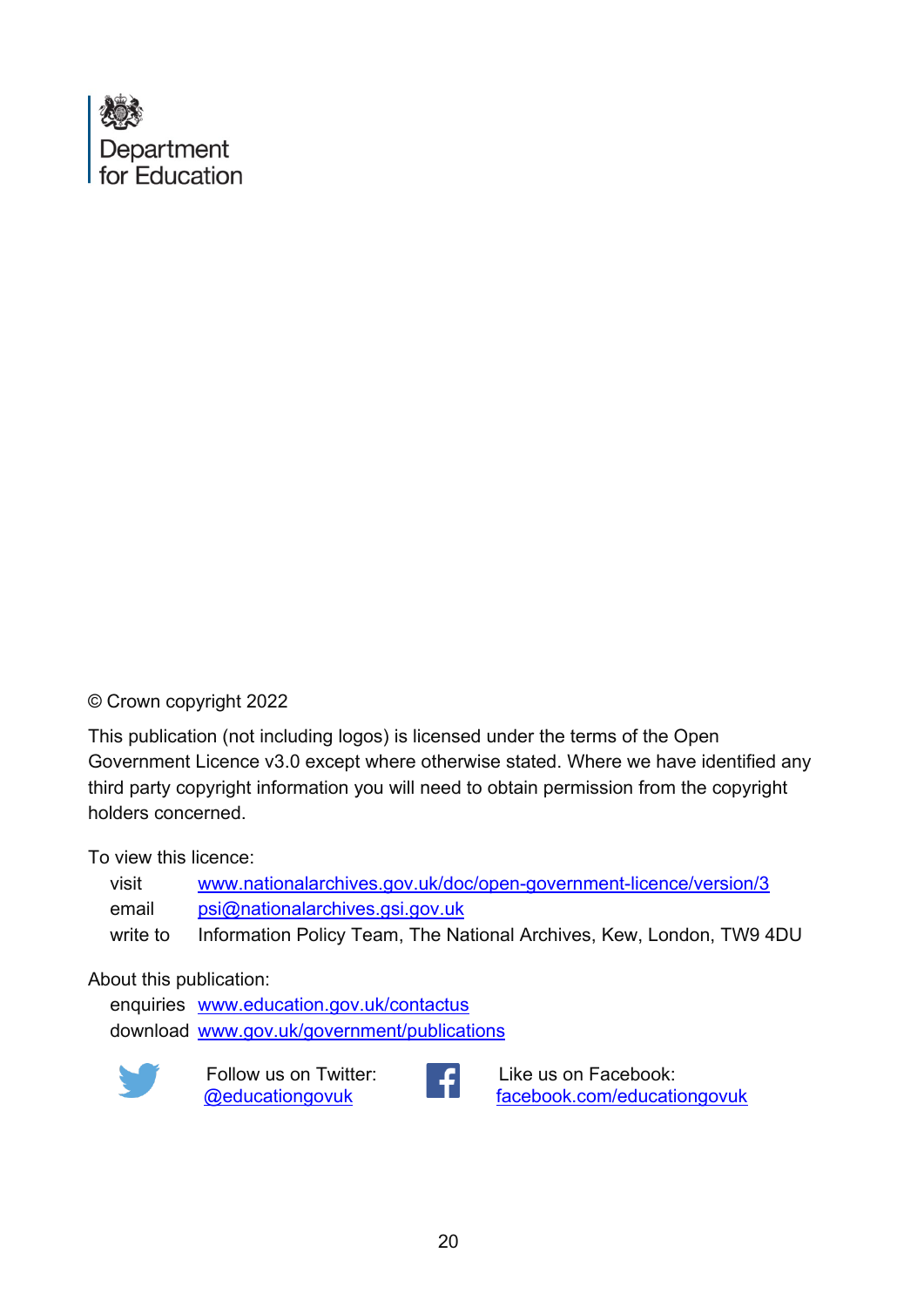Department for Education

© Crown copyright 2022

This publication (not including logos) is licensed under the terms of the Open Government Licence v3.0 except where otherwise stated. Where we have identified any third party copyright information you will need to obtain permission from the copyright holders concerned.

To view this licence:

| | |
|---|---|
| visit | www.nationalarchives.gov.uk/doc/open-government-licence/version/3 |
| email | psi@nationalarchives.gsi.gov.uk |
| write to | Information Policy Team, The National Archives, Kew, London, TW9 4DU |

About this publication:

| | |
|---|---|
| enquiries | www.education.gov.uk/contactus |
| download | www.gov.uk/government/publications |

Follow us on Twitter: @educationgovuk

Like us on Facebook: facebook.com/educationgovuk